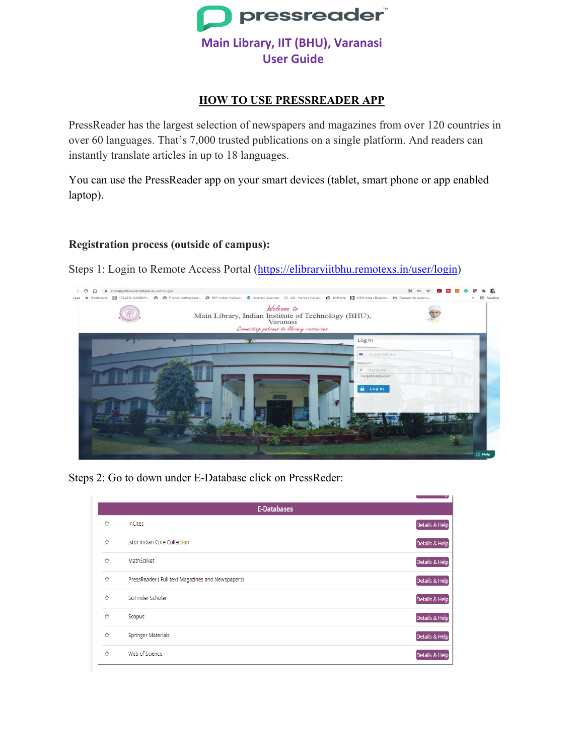# pressreader

## Main Library, IIT (BHU), Varanasi
## User Guide

### HOW TO USE PRESSREADER APP

PressReader has the largest selection of newspapers and magazines from over 120 countries in over 60 languages. That's 7,000 trusted publications on a single platform. And readers can instantly translate articles in up to 18 languages.

You can use the PressReader app on your smart devices (tablet, smart phone or app enabled laptop).

**Registration process (outside of campus):**

Steps 1: Login to Remote Access Portal (https://elibraryiitbhu.remotexs.in/user/login)

Steps 2: Go to down under E-Database click on PressReder:

| | E-Databases | |
|---|---|---|
| ☆ | InCites | Details & Help |
| ☆ | Jstor Indian Core Collection | Details & Help |
| ☆ | MathSciNet | Details & Help |
| ☆ | PressReader ( Full text Magazines and Newspapers) | Details & Help |
| ☆ | SciFinder Scholar | Details & Help |
| ☆ | Scopus | Details & Help |
| ☆ | Springer Materials | Details & Help |
| ☆ | Web of Science | Details & Help |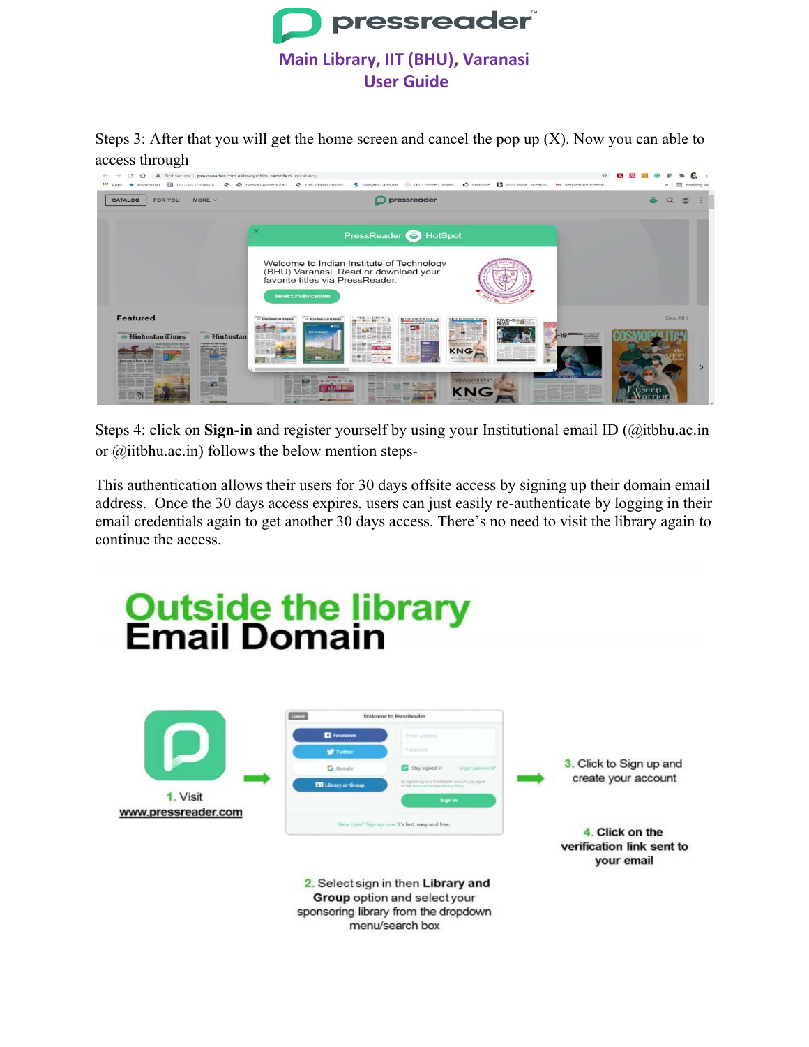Steps 3: After that you will get the home screen and cancel the pop up (X). Now you can able to access through

Steps 4: click on **Sign-in** and register yourself by using your Institutional email ID (@itbhu.ac.in or @iitbhu.ac.in) follows the below mention steps-

This authentication allows their users for 30 days offsite access by signing up their domain email address. Once the 30 days access expires, users can just easily re-authenticate by logging in their email credentials again to get another 30 days access. There's no need to visit the library again to continue the access.

## Outside the library Email Domain

1. Visit www.pressreader.com

2. Select sign in then **Library and Group** option and select your sponsoring library from the dropdown menu/search box

3. Click to Sign up and create your account

4. Click on the verification link sent to your email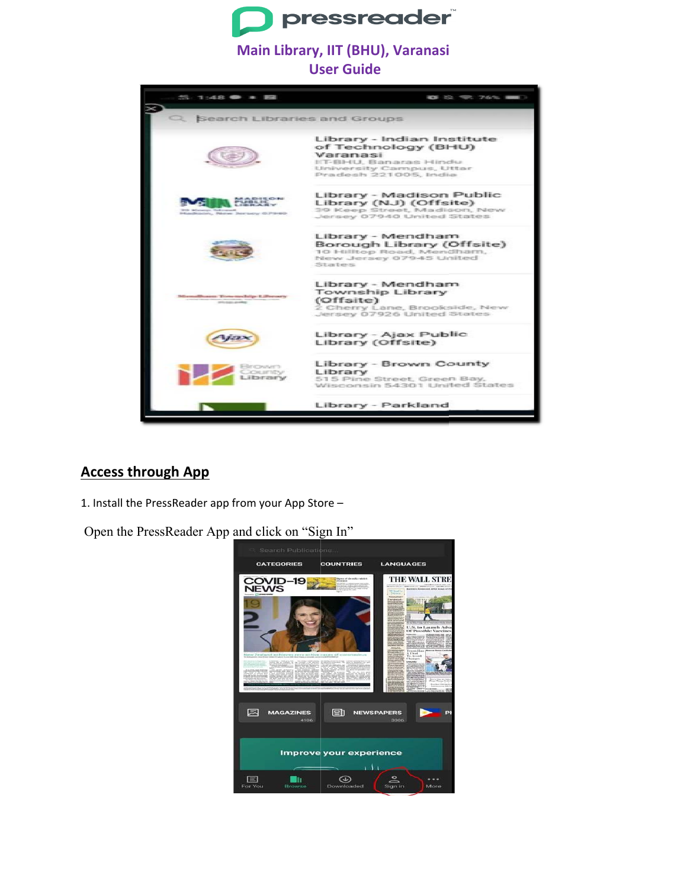Main Library, IIT (BHU), Varanasi

User Guide

## Access through App

1. Install the PressReader app from your App Store –

Open the PressReader App and click on “Sign In”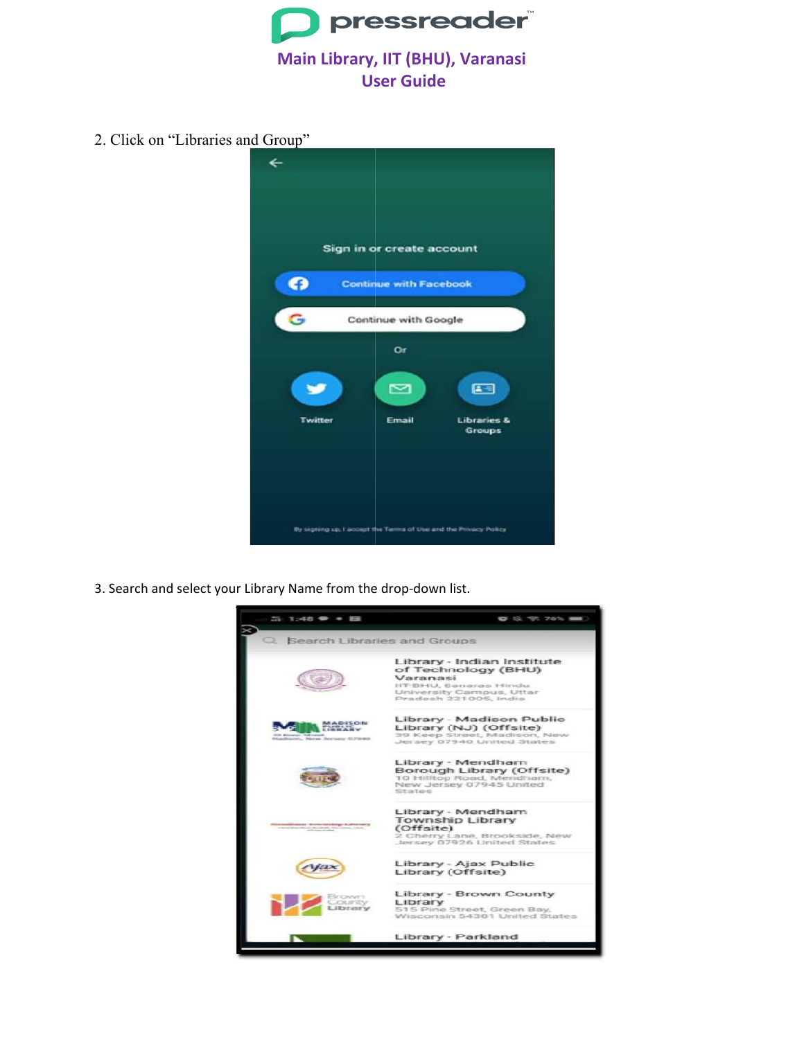# pressreader

## Main Library, IIT (BHU), Varanasi
## User Guide

2. Click on "Libraries and Group"

3. Search and select your Library Name from the drop-down list.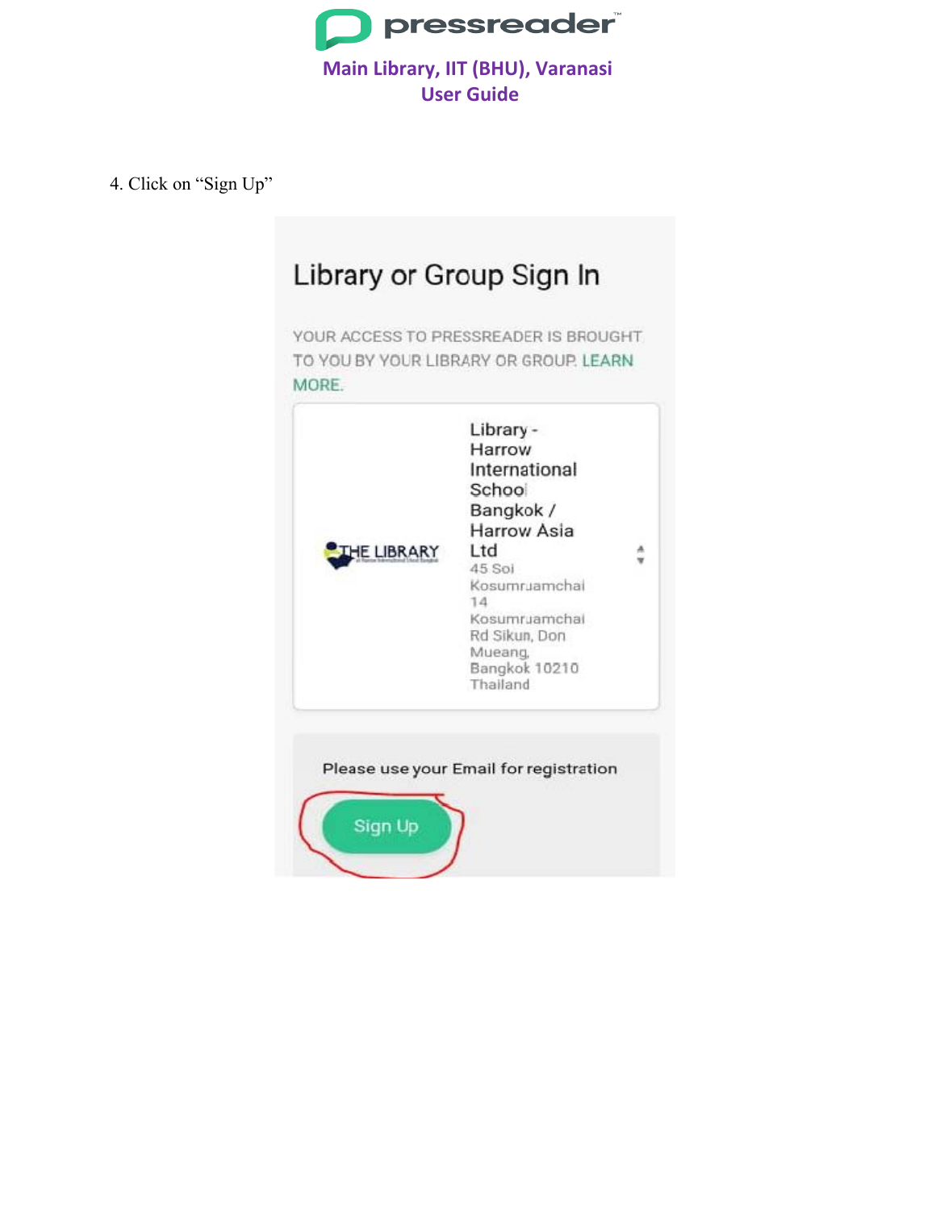4. Click on “Sign Up”

Library or Group Sign In

YOUR ACCESS TO PRESSREADER IS BROUGHT TO YOU BY YOUR LIBRARY OR GROUP. LEARN MORE.

Library - Harrow International School Bangkok / Harrow Asia Ltd
45 Soi Kosumruamchai 14 Kosumruamchai Rd Sikun, Don Mueang, Bangkok 10210 Thailand

Please use your Email for registration

Sign Up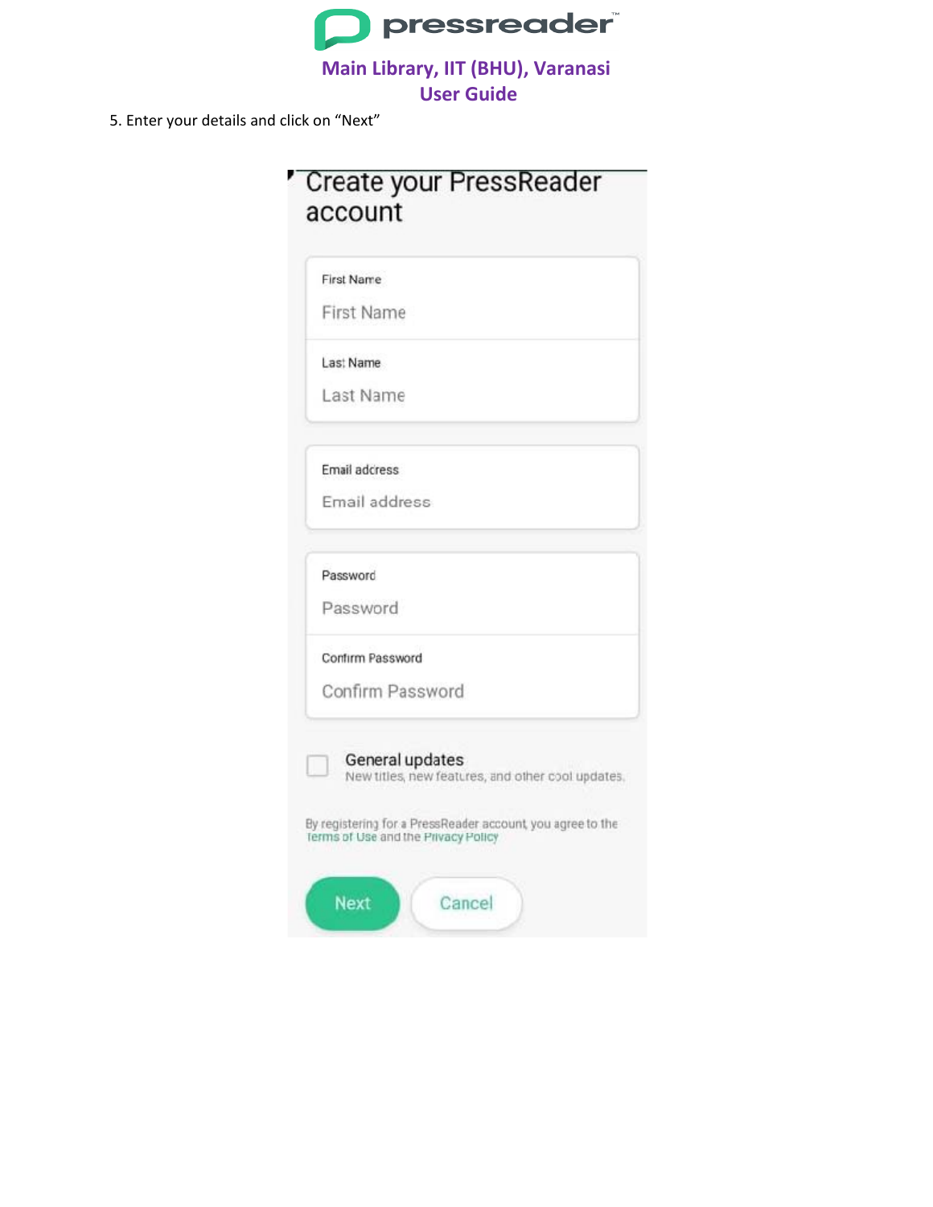5. Enter your details and click on “Next”

Create your PressReader account

First Name

First Name

Last Name

Last Name

Email address

Email address

Password

Password

Confirm Password

Confirm Password

General updates
New titles, new features, and other cool updates.

By registering for a PressReader account, you agree to the Terms of Use and the Privacy Policy

Next Cancel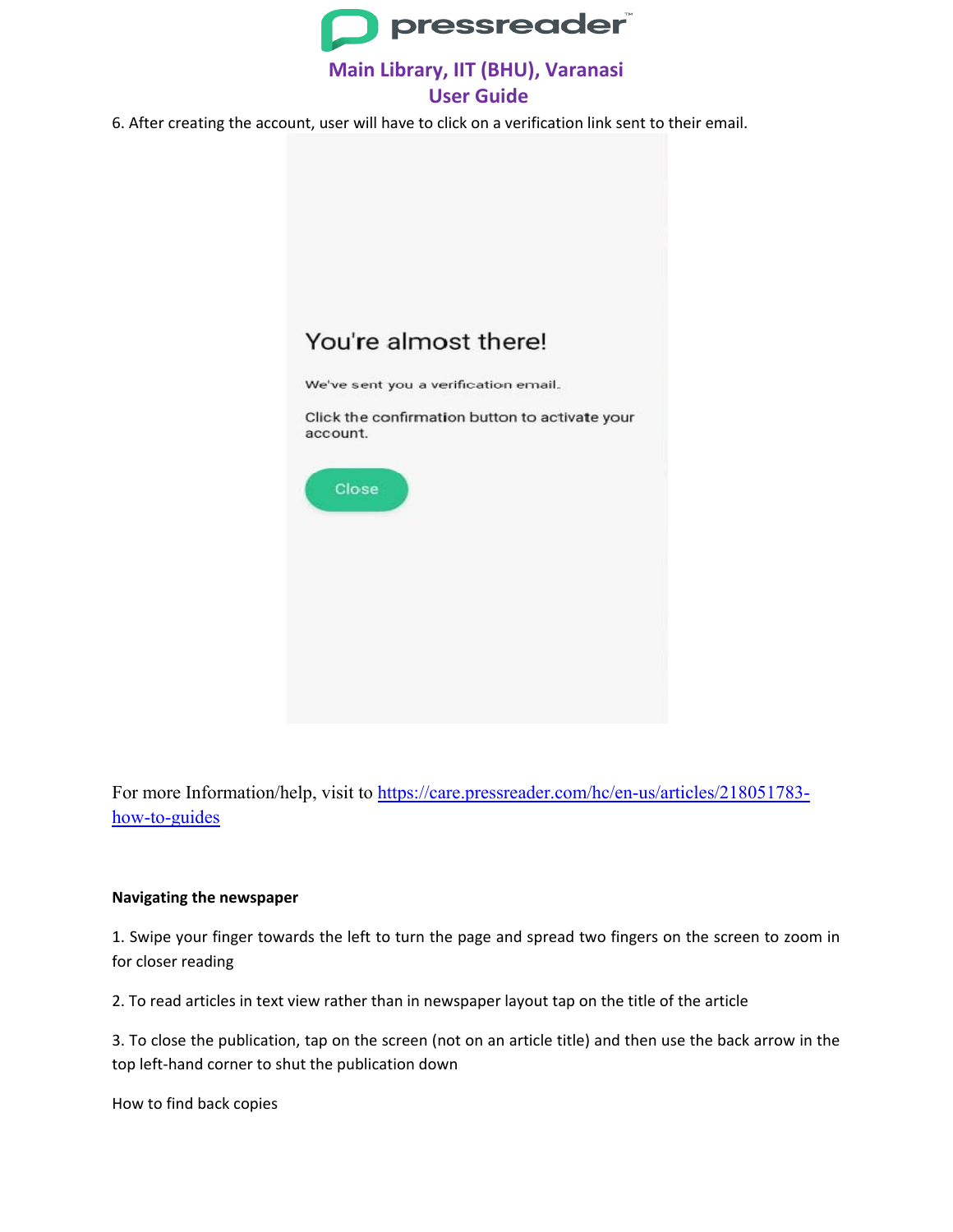6. After creating the account, user will have to click on a verification link sent to their email.

You're almost there!

We've sent you a verification email.

Click the confirmation button to activate your account.

Close

For more Information/help, visit to [https://care.pressreader.com/hc/en-us/articles/218051783-how-to-guides](https://care.pressreader.com/hc/en-us/articles/218051783-how-to-guides)

**Navigating the newspaper**

1. Swipe your finger towards the left to turn the page and spread two fingers on the screen to zoom in for closer reading

2. To read articles in text view rather than in newspaper layout tap on the title of the article

3. To close the publication, tap on the screen (not on an article title) and then use the back arrow in the top left-hand corner to shut the publication down

How to find back copies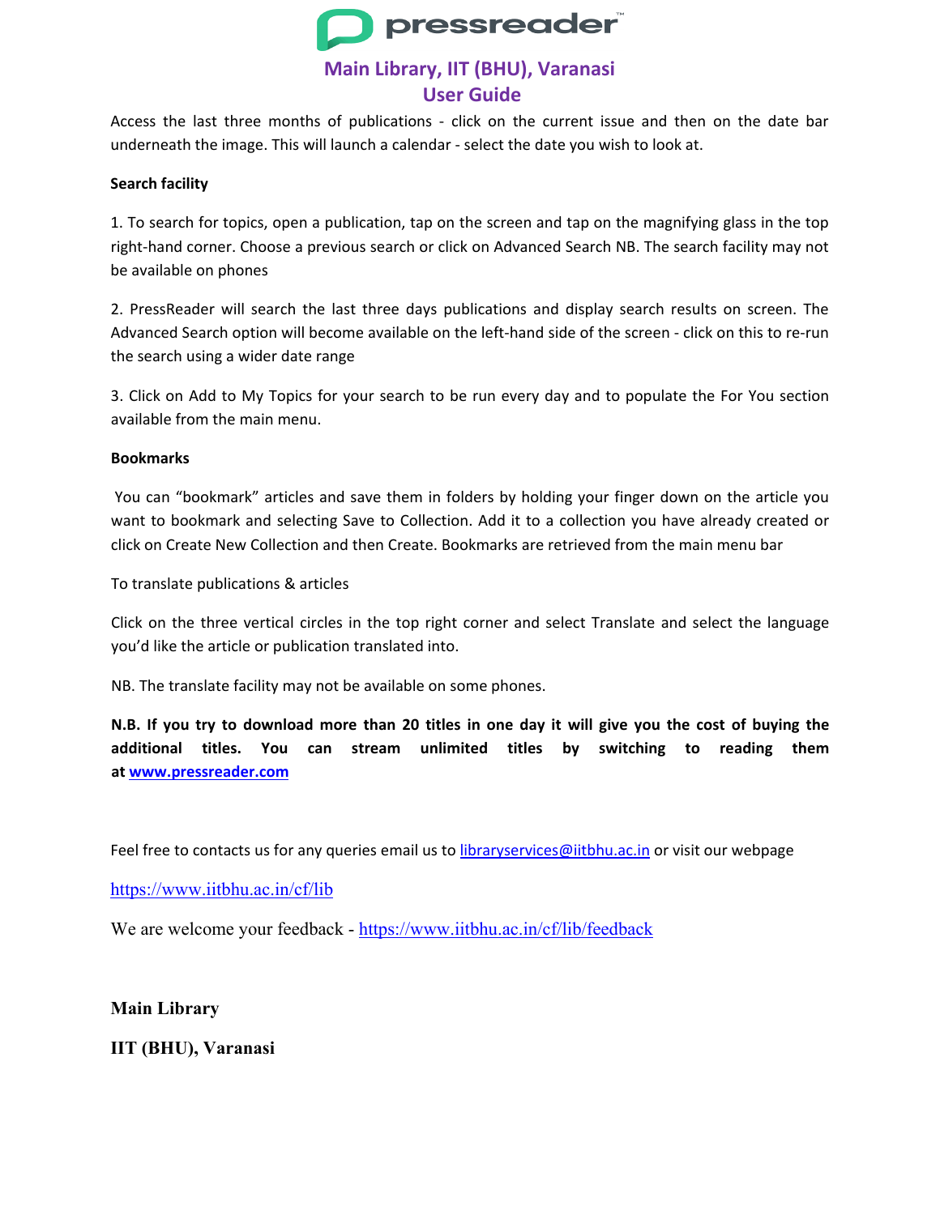# Main Library, IIT (BHU), Varanasi
## User Guide

Access the last three months of publications - click on the current issue and then on the date bar underneath the image. This will launch a calendar - select the date you wish to look at.

**Search facility**

1. To search for topics, open a publication, tap on the screen and tap on the magnifying glass in the top right-hand corner. Choose a previous search or click on Advanced Search NB. The search facility may not be available on phones

2. PressReader will search the last three days publications and display search results on screen. The Advanced Search option will become available on the left-hand side of the screen - click on this to re-run the search using a wider date range

3. Click on Add to My Topics for your search to be run every day and to populate the For You section available from the main menu.

**Bookmarks**

You can "bookmark" articles and save them in folders by holding your finger down on the article you want to bookmark and selecting Save to Collection. Add it to a collection you have already created or click on Create New Collection and then Create. Bookmarks are retrieved from the main menu bar

To translate publications & articles

Click on the three vertical circles in the top right corner and select Translate and select the language you'd like the article or publication translated into.

NB. The translate facility may not be available on some phones.

**N.B. If you try to download more than 20 titles in one day it will give you the cost of buying the additional titles. You can stream unlimited titles by switching to reading them at [www.pressreader.com](www.pressreader.com)**

Feel free to contacts us for any queries email us to libraryservices@iitbhu.ac.in or visit our webpage

https://www.iitbhu.ac.in/cf/lib

We are welcome your feedback - https://www.iitbhu.ac.in/cf/lib/feedback

**Main Library**

**IIT (BHU), Varanasi**